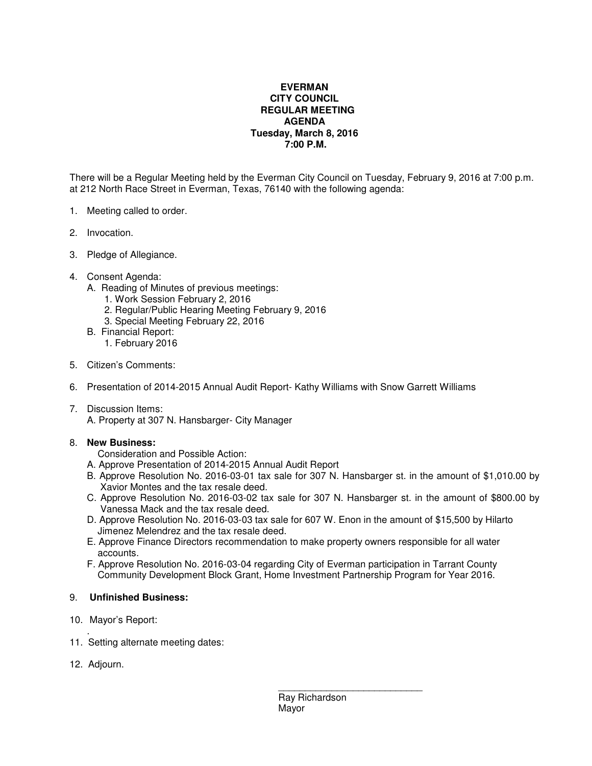**EVERMAN**
**CITY COUNCIL**
**REGULAR MEETING**
**AGENDA**
**Tuesday, March 8, 2016**
**7:00 P.M.**

There will be a Regular Meeting held by the Everman City Council on Tuesday, February 9, 2016 at 7:00 p.m. at 212 North Race Street in Everman, Texas, 76140 with the following agenda:

1. Meeting called to order.

2. Invocation.

3. Pledge of Allegiance.

4. Consent Agenda:
   A. Reading of Minutes of previous meetings:
      1. Work Session February 2, 2016
      2. Regular/Public Hearing Meeting February 9, 2016
      3. Special Meeting February 22, 2016
   B. Financial Report:
      1. February 2016

5. Citizen's Comments:

6. Presentation of 2014-2015 Annual Audit Report- Kathy Williams with Snow Garrett Williams

7. Discussion Items:
   A. Property at 307 N. Hansbarger- City Manager

8. **New Business:**
   Consideration and Possible Action:
   A. Approve Presentation of 2014-2015 Annual Audit Report
   B. Approve Resolution No. 2016-03-01 tax sale for 307 N. Hansbarger st. in the amount of $1,010.00 by Xavior Montes and the tax resale deed.
   C. Approve Resolution No. 2016-03-02 tax sale for 307 N. Hansbarger st. in the amount of $800.00 by Vanessa Mack and the tax resale deed.
   D. Approve Resolution No. 2016-03-03 tax sale for 607 W. Enon in the amount of $15,500 by Hilarto Jimenez Melendrez and the tax resale deed.
   E. Approve Finance Directors recommendation to make property owners responsible for all water accounts.
   F. Approve Resolution No. 2016-03-04 regarding City of Everman participation in Tarrant County Community Development Block Grant, Home Investment Partnership Program for Year 2016.

9. **Unfinished Business:**

10. Mayor's Report:

11. Setting alternate meeting dates:

12. Adjourn.

\_\_\_\_\_\_\_\_\_\_\_\_\_\_\_\_\_\_\_\_\_\_\_\_\_\_\_\_\_\_

Ray Richardson
Mayor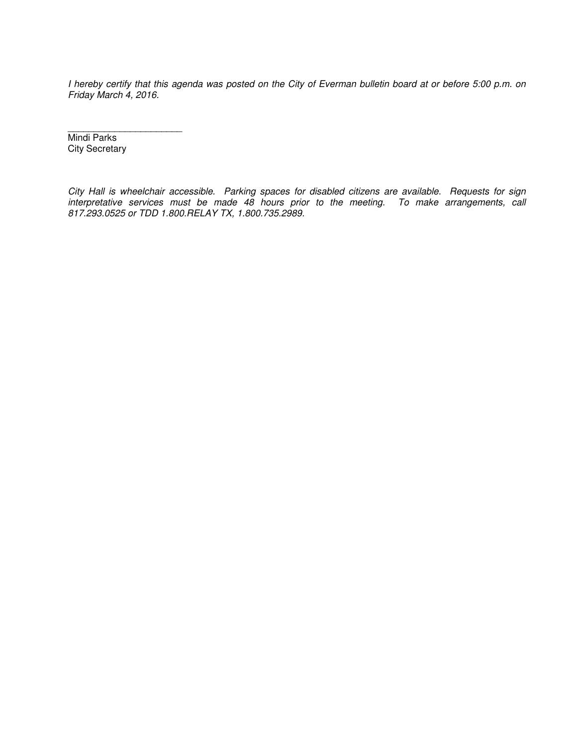*I hereby certify that this agenda was posted on the City of Everman bulletin board at or before 5:00 p.m. on Friday March 4, 2016.*

_______________________
Mindi Parks
City Secretary

*City Hall is wheelchair accessible. Parking spaces for disabled citizens are available. Requests for sign interpretative services must be made 48 hours prior to the meeting. To make arrangements, call 817.293.0525 or TDD 1.800.RELAY TX, 1.800.735.2989.*